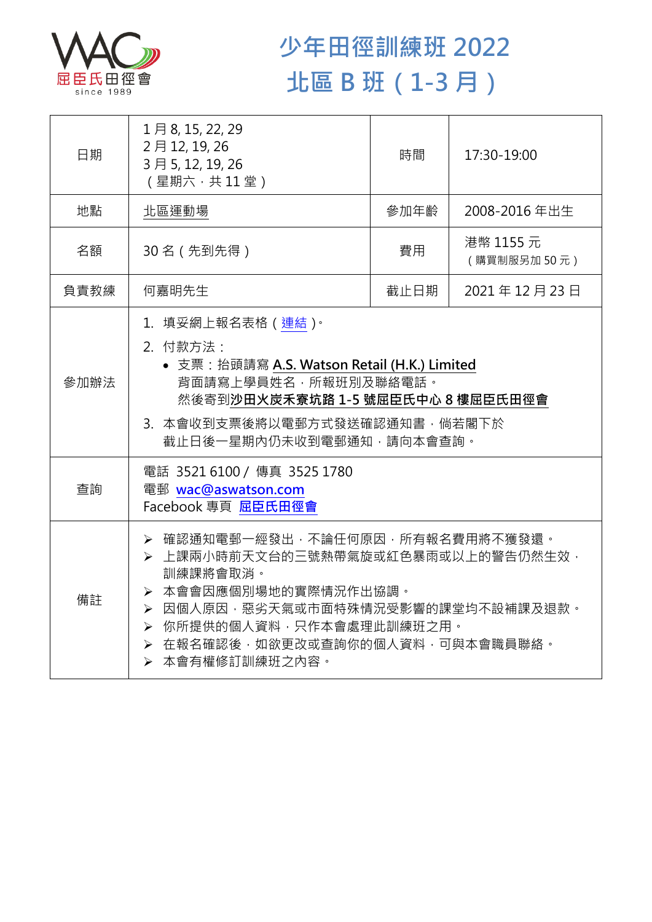# 少年田徑訓練班 2022
# 北區 B 班（1-3 月）

| 日期 | 1 月 8, 15, 22, 29<br>2 月 12, 19, 26<br>3 月 5, 12, 19, 26<br>（星期六，共 11 堂） | 時間 | 17:30-19:00 |
|---|---|---|---|
| 地點 | 北區運動場 | 參加年齡 | 2008-2016 年出生 |
| 名額 | 30 名（先到先得） | 費用 | 港幣 1155 元<br>（購買制服另加 50 元） |
| 負責教練 | 何嘉明先生 | 截止日期 | 2021 年 12 月 23 日 |
| 參加辦法 | 1. 填妥網上報名表格（連結）。<br>2. 付款方法：<br>• 支票：抬頭請寫 **A.S. Watson Retail (H.K.) Limited**<br>背面請寫上學員姓名，所報班別及聯絡電話。<br>然後寄到**沙田火炭禾寮坑路 1-5 號屈臣氏中心 8 樓屈臣氏田徑會**<br>3. 本會收到支票後將以電郵方式發送確認通知書，倘若閣下於截止日後一星期內仍未收到電郵通知，請向本會查詢。 | | |
| 查詢 | 電話 3521 6100 / 傳真 3525 1780<br>電郵 wac@aswatson.com<br>Facebook 專頁 **屈臣氏田徑會** | | |
| 備註 | ➢ 確認通知電郵一經發出，不論任何原因，所有報名費用將不獲發還。<br>➢ 上課兩小時前天文台的三號熱帶氣旋或紅色暴雨或以上的警告仍然生效，訓練課將會取消。<br>➢ 本會會因應個別場地的實際情況作出協調。<br>➢ 因個人原因，惡劣天氣或市面特殊情況受影響的課堂均不設補課及退款。<br>➢ 你所提供的個人資料，只作本會處理此訓練班之用。<br>➢ 在報名確認後，如欲更改或查詢你的個人資料，可與本會職員聯絡。<br>➢ 本會有權修訂訓練班之內容。 | | |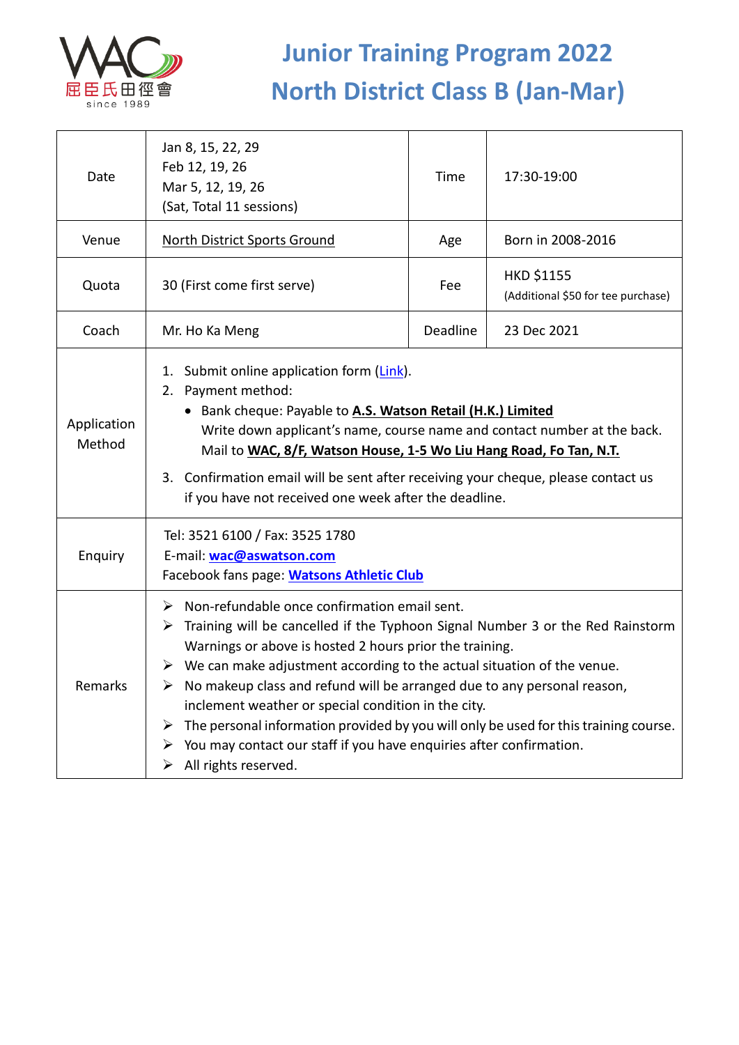屈臣氏田徑會
since 1989

# Junior Training Program 2022
# North District Class B (Jan-Mar)

| | | | |
|---|---|---|---|
| Date | Jan 8, 15, 22, 29<br>Feb 12, 19, 26<br>Mar 5, 12, 19, 26<br>(Sat, Total 11 sessions) | Time | 17:30-19:00 |
| Venue | North District Sports Ground | Age | Born in 2008-2016 |
| Quota | 30 (First come first serve) | Fee | HKD $1155<br>(Additional $50 for tee purchase) |
| Coach | Mr. Ho Ka Meng | Deadline | 23 Dec 2021 |
| Application Method | 1. Submit online application form (Link).<br>2. Payment method:<br>• Bank cheque: Payable to **A.S. Watson Retail (H.K.) Limited**<br>Write down applicant's name, course name and contact number at the back.<br>Mail to **WAC, 8/F, Watson House, 1-5 Wo Liu Hang Road, Fo Tan, N.T.**<br>3. Confirmation email will be sent after receiving your cheque, please contact us if you have not received one week after the deadline. | | |
| Enquiry | Tel: 3521 6100 / Fax: 3525 1780<br>E-mail: **wac@aswatson.com**<br>Facebook fans page: **Watsons Athletic Club** | | |
| Remarks | ➢ Non-refundable once confirmation email sent.<br>➢ Training will be cancelled if the Typhoon Signal Number 3 or the Red Rainstorm Warnings or above is hosted 2 hours prior the training.<br>➢ We can make adjustment according to the actual situation of the venue.<br>➢ No makeup class and refund will be arranged due to any personal reason, inclement weather or special condition in the city.<br>➢ The personal information provided by you will only be used for this training course.<br>➢ You may contact our staff if you have enquiries after confirmation.<br>➢ All rights reserved. | | |